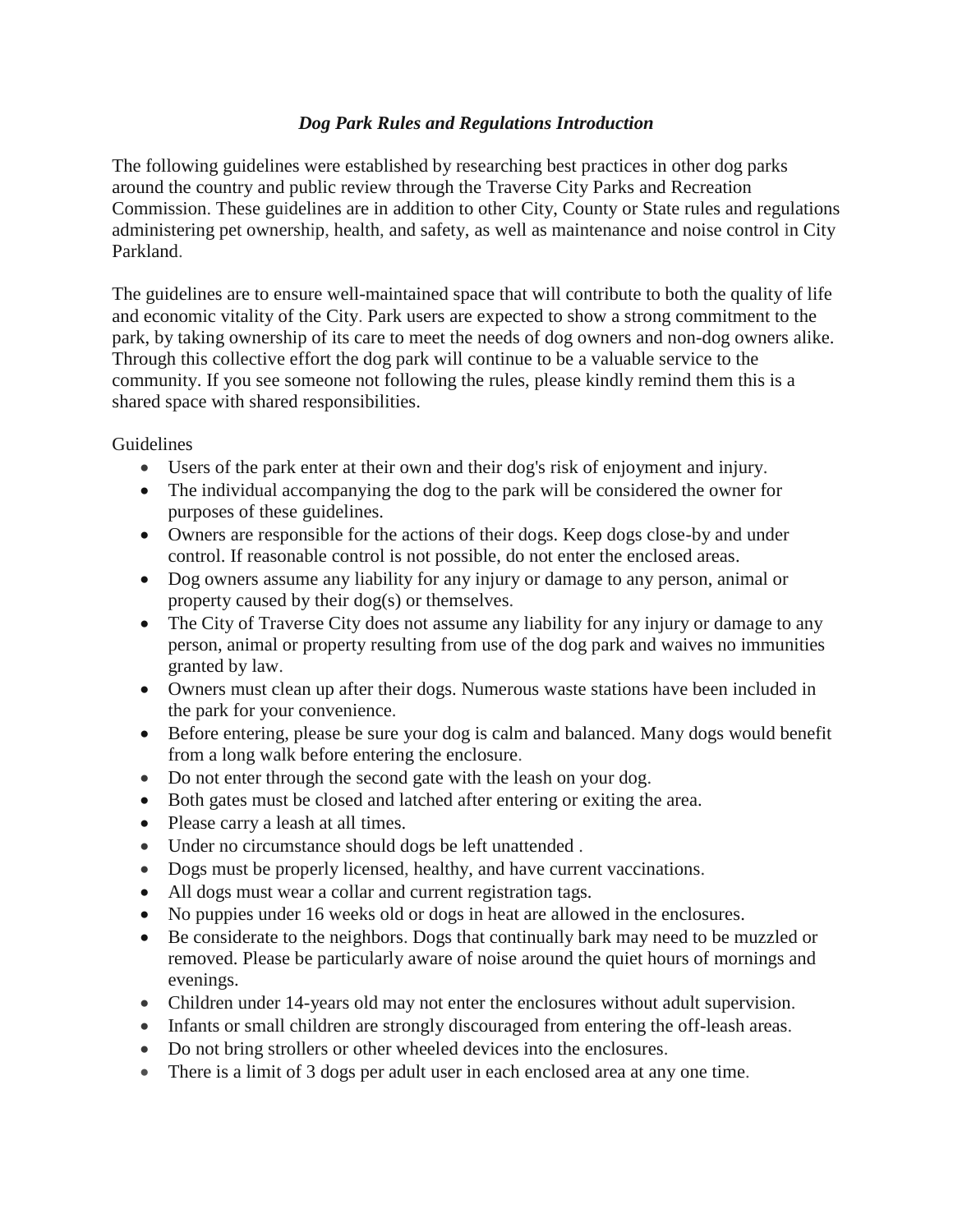### *Dog Park Rules and Regulations Introduction*

The following guidelines were established by researching best practices in other dog parks around the country and public review through the Traverse City Parks and Recreation Commission. These guidelines are in addition to other City, County or State rules and regulations administering pet ownership, health, and safety, as well as maintenance and noise control in City Parkland.

The guidelines are to ensure well-maintained space that will contribute to both the quality of life and economic vitality of the City. Park users are expected to show a strong commitment to the park, by taking ownership of its care to meet the needs of dog owners and non-dog owners alike. Through this collective effort the dog park will continue to be a valuable service to the community. If you see someone not following the rules, please kindly remind them this is a shared space with shared responsibilities.

Guidelines

- Users of the park enter at their own and their dog's risk of enjoyment and injury.
- The individual accompanying the dog to the park will be considered the owner for purposes of these guidelines.
- Owners are responsible for the actions of their dogs. Keep dogs close-by and under control. If reasonable control is not possible, do not enter the enclosed areas.
- Dog owners assume any liability for any injury or damage to any person, animal or property caused by their dog(s) or themselves.
- The City of Traverse City does not assume any liability for any injury or damage to any person, animal or property resulting from use of the dog park and waives no immunities granted by law.
- Owners must clean up after their dogs. Numerous waste stations have been included in the park for your convenience.
- Before entering, please be sure your dog is calm and balanced. Many dogs would benefit from a long walk before entering the enclosure.
- Do not enter through the second gate with the leash on your dog.
- Both gates must be closed and latched after entering or exiting the area.
- Please carry a leash at all times.
- Under no circumstance should dogs be left unattended .
- Dogs must be properly licensed, healthy, and have current vaccinations.
- All dogs must wear a collar and current registration tags.
- No puppies under 16 weeks old or dogs in heat are allowed in the enclosures.
- Be considerate to the neighbors. Dogs that continually bark may need to be muzzled or removed. Please be particularly aware of noise around the quiet hours of mornings and evenings.
- Children under 14-years old may not enter the enclosures without adult supervision.
- Infants or small children are strongly discouraged from entering the off-leash areas.
- Do not bring strollers or other wheeled devices into the enclosures.
- There is a limit of 3 dogs per adult user in each enclosed area at any one time.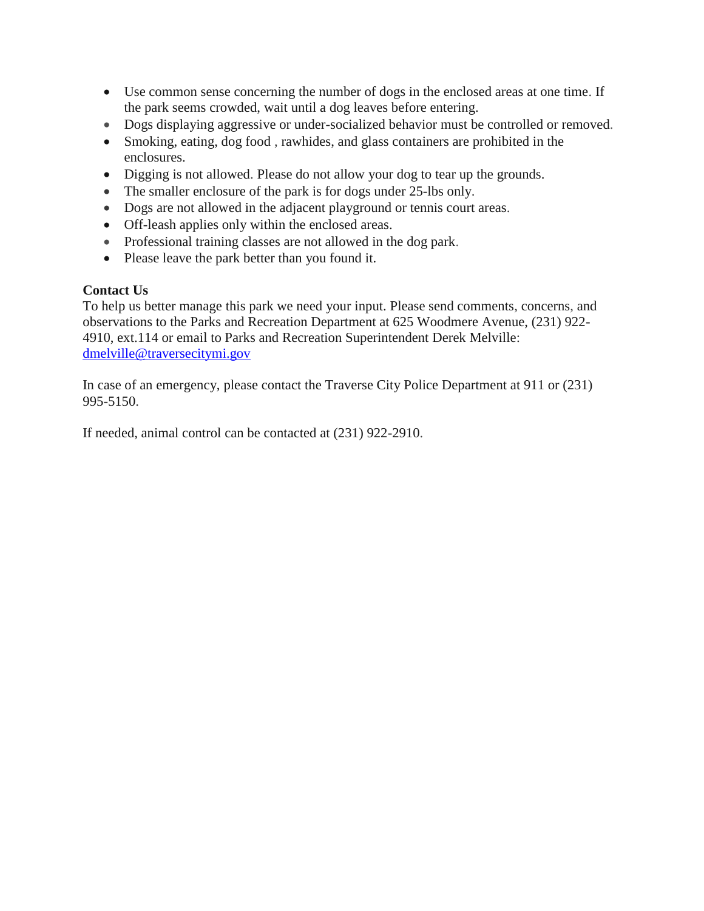- Use common sense concerning the number of dogs in the enclosed areas at one time. If the park seems crowded, wait until a dog leaves before entering.
- Dogs displaying aggressive or under-socialized behavior must be controlled or removed.
- Smoking, eating, dog food , rawhides, and glass containers are prohibited in the enclosures.
- Digging is not allowed. Please do not allow your dog to tear up the grounds.
- The smaller enclosure of the park is for dogs under 25-lbs only.
- Dogs are not allowed in the adjacent playground or tennis court areas.
- Off-leash applies only within the enclosed areas.
- Professional training classes are not allowed in the dog park.
- Please leave the park better than you found it.

**Contact Us**

To help us better manage this park we need your input. Please send comments, concerns, and observations to the Parks and Recreation Department at 625 Woodmere Avenue, (231) 922-4910, ext.114 or email to Parks and Recreation Superintendent Derek Melville: dmelville@traversecitymi.gov

In case of an emergency, please contact the Traverse City Police Department at 911 or (231) 995-5150.

If needed, animal control can be contacted at (231) 922-2910.